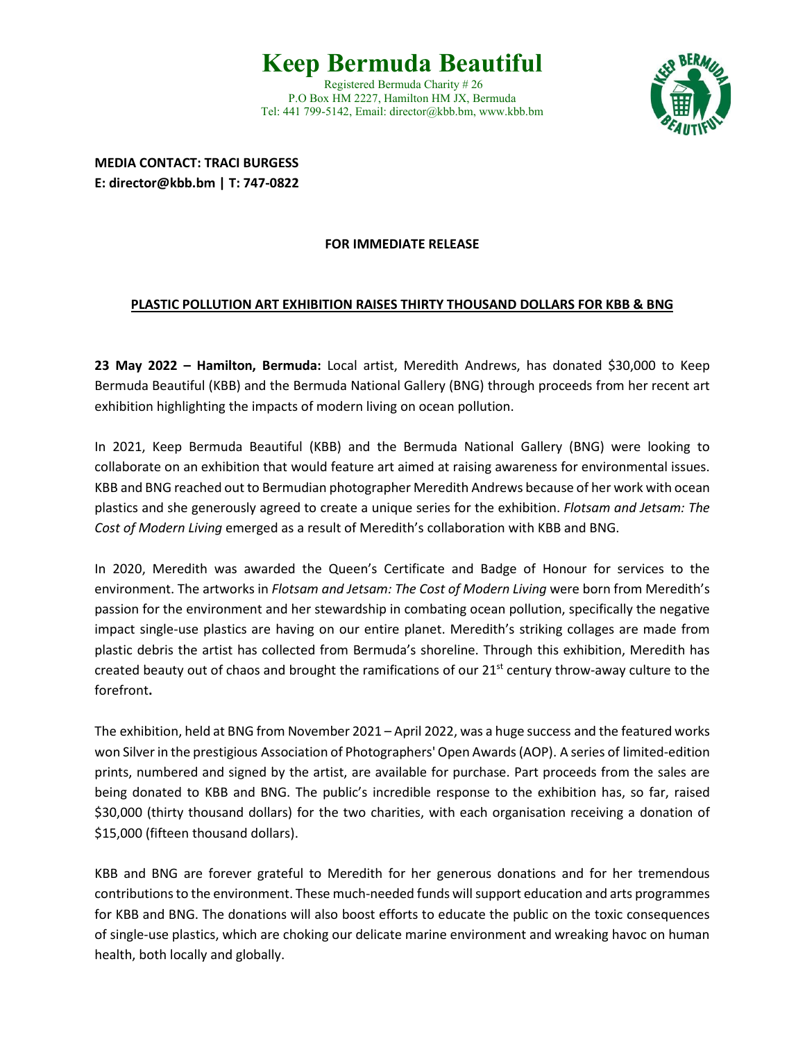# Keep Bermuda Beautiful

Registered Bermuda Charity # 26
P.O Box HM 2227, Hamilton HM JX, Bermuda
Tel: 441 799-5142, Email: director@kbb.bm, www.kbb.bm

**MEDIA CONTACT: TRACI BURGESS**
**E: director@kbb.bm | T: 747-0822**

**FOR IMMEDIATE RELEASE**

## PLASTIC POLLUTION ART EXHIBITION RAISES THIRTY THOUSAND DOLLARS FOR KBB & BNG

**23 May 2022 – Hamilton, Bermuda:** Local artist, Meredith Andrews, has donated $30,000 to Keep Bermuda Beautiful (KBB) and the Bermuda National Gallery (BNG) through proceeds from her recent art exhibition highlighting the impacts of modern living on ocean pollution.

In 2021, Keep Bermuda Beautiful (KBB) and the Bermuda National Gallery (BNG) were looking to collaborate on an exhibition that would feature art aimed at raising awareness for environmental issues. KBB and BNG reached out to Bermudian photographer Meredith Andrews because of her work with ocean plastics and she generously agreed to create a unique series for the exhibition. *Flotsam and Jetsam: The Cost of Modern Living* emerged as a result of Meredith's collaboration with KBB and BNG.

In 2020, Meredith was awarded the Queen's Certificate and Badge of Honour for services to the environment. The artworks in *Flotsam and Jetsam: The Cost of Modern Living* were born from Meredith's passion for the environment and her stewardship in combating ocean pollution, specifically the negative impact single-use plastics are having on our entire planet. Meredith's striking collages are made from plastic debris the artist has collected from Bermuda's shoreline. Through this exhibition, Meredith has created beauty out of chaos and brought the ramifications of our 21st century throw-away culture to the forefront**.**

The exhibition, held at BNG from November 2021 – April 2022, was a huge success and the featured works won Silver in the prestigious Association of Photographers' Open Awards (AOP). A series of limited-edition prints, numbered and signed by the artist, are available for purchase. Part proceeds from the sales are being donated to KBB and BNG. The public's incredible response to the exhibition has, so far, raised $30,000 (thirty thousand dollars) for the two charities, with each organisation receiving a donation of $15,000 (fifteen thousand dollars).

KBB and BNG are forever grateful to Meredith for her generous donations and for her tremendous contributions to the environment. These much-needed funds will support education and arts programmes for KBB and BNG. The donations will also boost efforts to educate the public on the toxic consequences of single-use plastics, which are choking our delicate marine environment and wreaking havoc on human health, both locally and globally.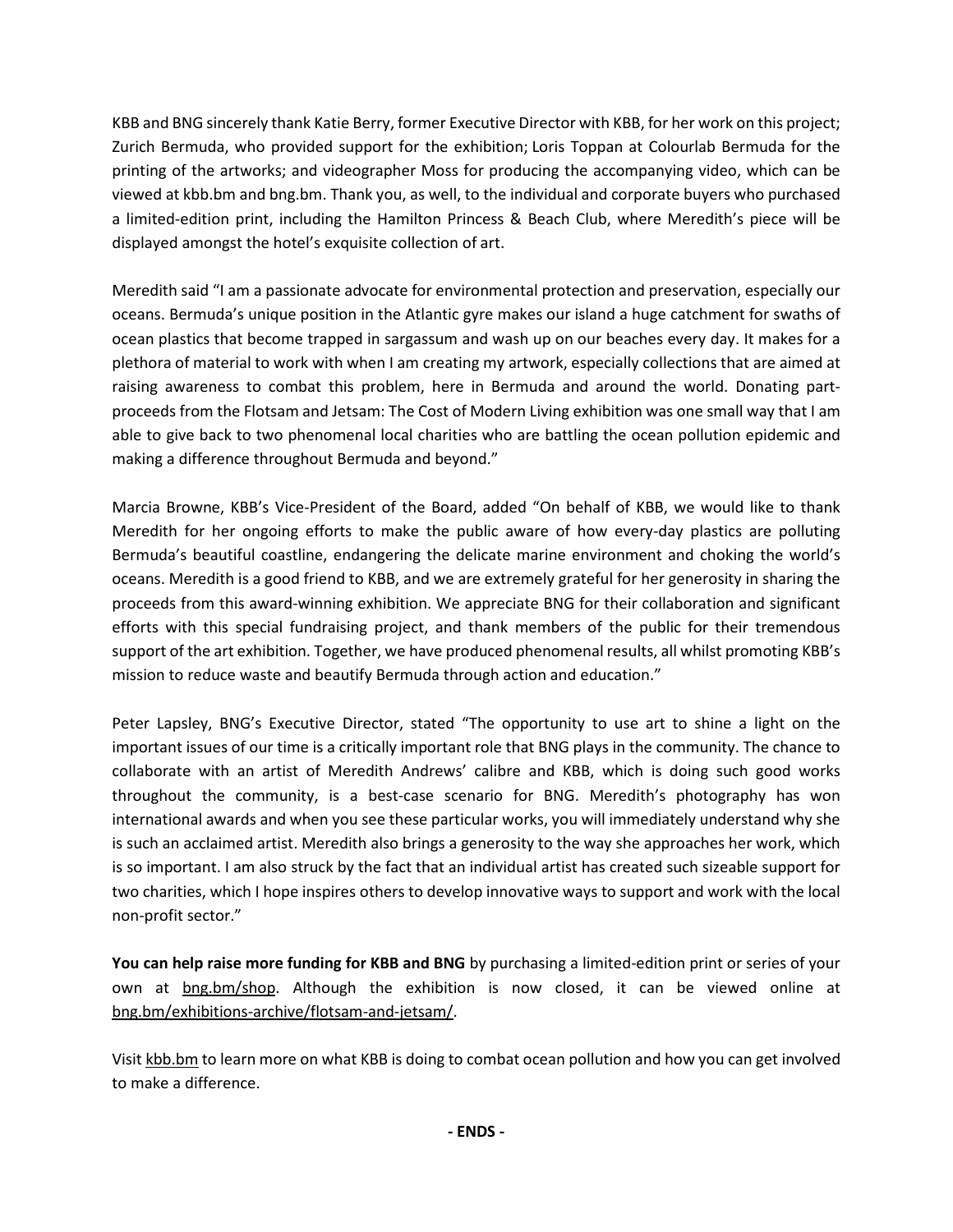KBB and BNG sincerely thank Katie Berry, former Executive Director with KBB, for her work on this project; Zurich Bermuda, who provided support for the exhibition; Loris Toppan at Colourlab Bermuda for the printing of the artworks; and videographer Moss for producing the accompanying video, which can be viewed at kbb.bm and bng.bm. Thank you, as well, to the individual and corporate buyers who purchased a limited-edition print, including the Hamilton Princess & Beach Club, where Meredith's piece will be displayed amongst the hotel's exquisite collection of art.

Meredith said "I am a passionate advocate for environmental protection and preservation, especially our oceans. Bermuda's unique position in the Atlantic gyre makes our island a huge catchment for swaths of ocean plastics that become trapped in sargassum and wash up on our beaches every day. It makes for a plethora of material to work with when I am creating my artwork, especially collections that are aimed at raising awareness to combat this problem, here in Bermuda and around the world. Donating part-proceeds from the Flotsam and Jetsam: The Cost of Modern Living exhibition was one small way that I am able to give back to two phenomenal local charities who are battling the ocean pollution epidemic and making a difference throughout Bermuda and beyond."

Marcia Browne, KBB's Vice-President of the Board, added "On behalf of KBB, we would like to thank Meredith for her ongoing efforts to make the public aware of how every-day plastics are polluting Bermuda's beautiful coastline, endangering the delicate marine environment and choking the world's oceans. Meredith is a good friend to KBB, and we are extremely grateful for her generosity in sharing the proceeds from this award-winning exhibition. We appreciate BNG for their collaboration and significant efforts with this special fundraising project, and thank members of the public for their tremendous support of the art exhibition. Together, we have produced phenomenal results, all whilst promoting KBB's mission to reduce waste and beautify Bermuda through action and education."

Peter Lapsley, BNG's Executive Director, stated "The opportunity to use art to shine a light on the important issues of our time is a critically important role that BNG plays in the community. The chance to collaborate with an artist of Meredith Andrews' calibre and KBB, which is doing such good works throughout the community, is a best-case scenario for BNG. Meredith's photography has won international awards and when you see these particular works, you will immediately understand why she is such an acclaimed artist. Meredith also brings a generosity to the way she approaches her work, which is so important. I am also struck by the fact that an individual artist has created such sizeable support for two charities, which I hope inspires others to develop innovative ways to support and work with the local non-profit sector."

**You can help raise more funding for KBB and BNG** by purchasing a limited-edition print or series of your own at bng.bm/shop. Although the exhibition is now closed, it can be viewed online at bng.bm/exhibitions-archive/flotsam-and-jetsam/.

Visit kbb.bm to learn more on what KBB is doing to combat ocean pollution and how you can get involved to make a difference.

**- ENDS -**